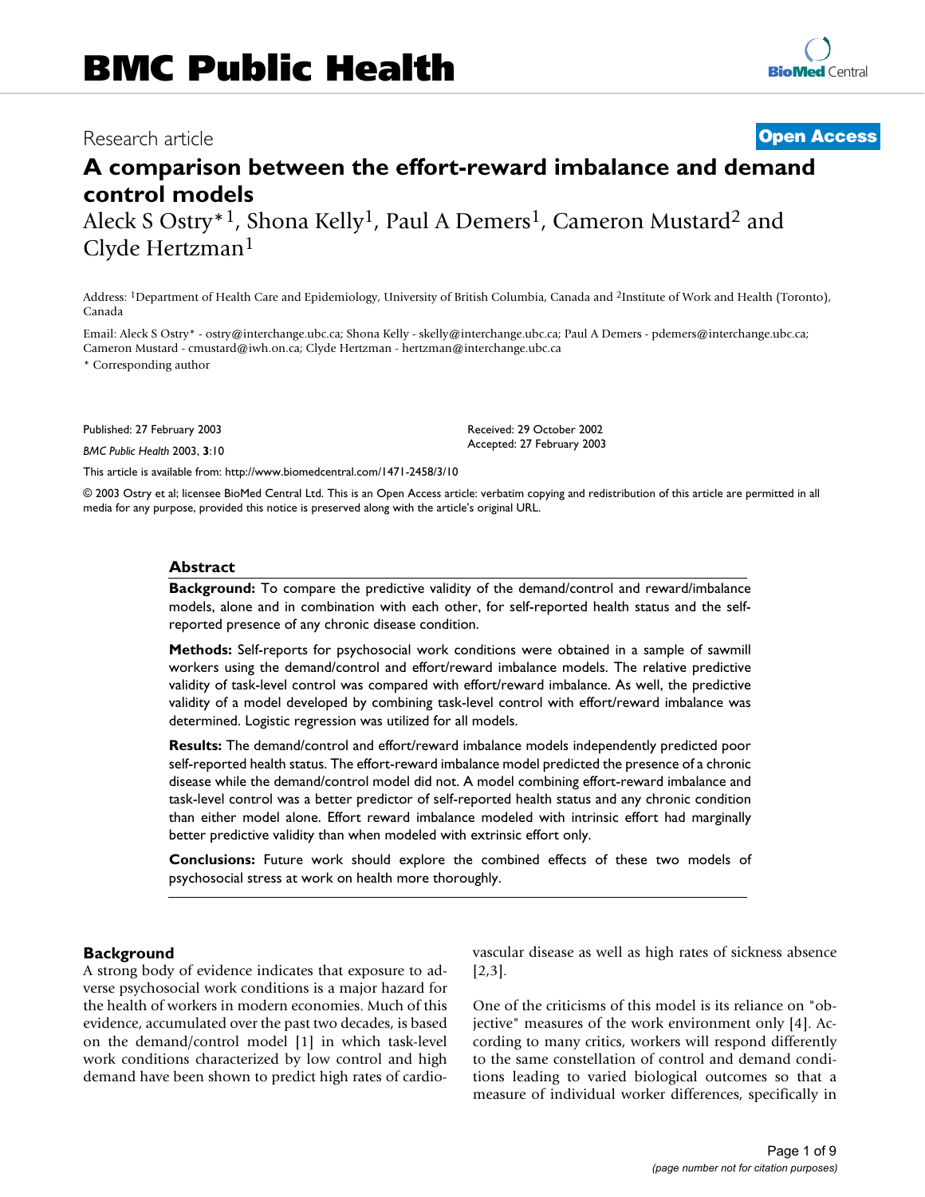# BMC Public Health

Research article

**Open Access**

# A comparison between the effort-reward imbalance and demand control models

Aleck S Ostry*[1], Shona Kelly[1], Paul A Demers[1], Cameron Mustard[2] and Clyde Hertzman[1]

Address: [1]Department of Health Care and Epidemiology, University of British Columbia, Canada and [2]Institute of Work and Health (Toronto), Canada

Email: Aleck S Ostry* - ostry@interchange.ubc.ca; Shona Kelly - skelly@interchange.ubc.ca; Paul A Demers - pdemers@interchange.ubc.ca; Cameron Mustard - cmustard@iwh.on.ca; Clyde Hertzman - hertzman@interchange.ubc.ca

* Corresponding author

Published: 27 February 2003

*BMC Public Health* 2003, **3**:10

Received: 29 October 2002
Accepted: 27 February 2003

This article is available from: http://www.biomedcentral.com/1471-2458/3/10

© 2003 Ostry et al; licensee BioMed Central Ltd. This is an Open Access article: verbatim copying and redistribution of this article are permitted in all media for any purpose, provided this notice is preserved along with the article's original URL.

## Abstract

**Background:** To compare the predictive validity of the demand/control and reward/imbalance models, alone and in combination with each other, for self-reported health status and the self-reported presence of any chronic disease condition.

**Methods:** Self-reports for psychosocial work conditions were obtained in a sample of sawmill workers using the demand/control and effort/reward imbalance models. The relative predictive validity of task-level control was compared with effort/reward imbalance. As well, the predictive validity of a model developed by combining task-level control with effort/reward imbalance was determined. Logistic regression was utilized for all models.

**Results:** The demand/control and effort/reward imbalance models independently predicted poor self-reported health status. The effort-reward imbalance model predicted the presence of a chronic disease while the demand/control model did not. A model combining effort-reward imbalance and task-level control was a better predictor of self-reported health status and any chronic condition than either model alone. Effort reward imbalance modeled with intrinsic effort had marginally better predictive validity than when modeled with extrinsic effort only.

**Conclusions:** Future work should explore the combined effects of these two models of psychosocial stress at work on health more thoroughly.

## Background

A strong body of evidence indicates that exposure to adverse psychosocial work conditions is a major hazard for the health of workers in modern economies. Much of this evidence, accumulated over the past two decades, is based on the demand/control model [1] in which task-level work conditions characterized by low control and high demand have been shown to predict high rates of cardiovascular disease as well as high rates of sickness absence [2,3].

One of the criticisms of this model is its reliance on "objective" measures of the work environment only [4]. According to many critics, workers will respond differently to the same constellation of control and demand conditions leading to varied biological outcomes so that a measure of individual worker differences, specifically in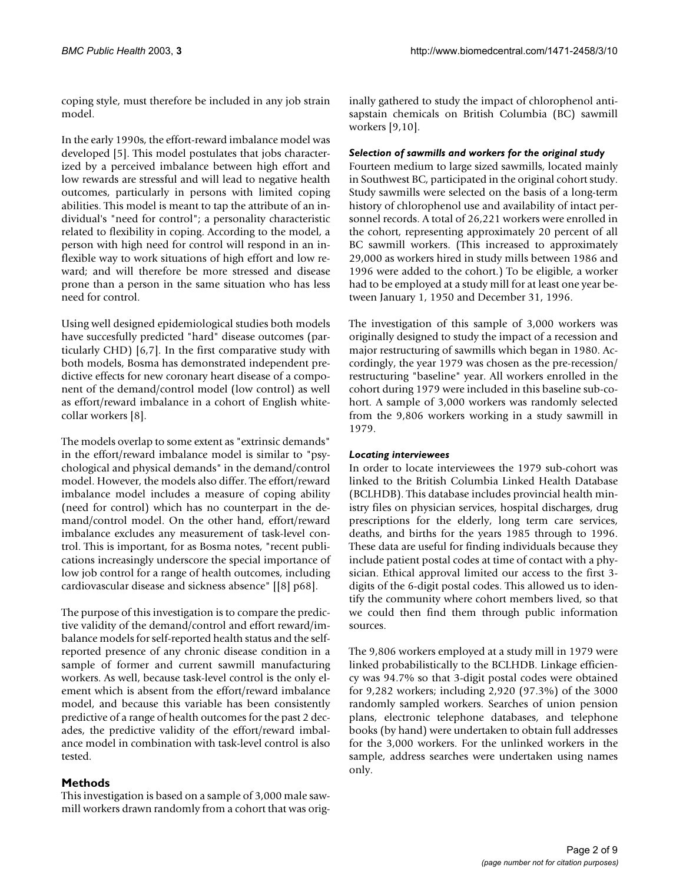coping style, must therefore be included in any job strain model.

In the early 1990s, the effort-reward imbalance model was developed [5]. This model postulates that jobs characterized by a perceived imbalance between high effort and low rewards are stressful and will lead to negative health outcomes, particularly in persons with limited coping abilities. This model is meant to tap the attribute of an individual's "need for control"; a personality characteristic related to flexibility in coping. According to the model, a person with high need for control will respond in an inflexible way to work situations of high effort and low reward; and will therefore be more stressed and disease prone than a person in the same situation who has less need for control.

Using well designed epidemiological studies both models have succesfully predicted "hard" disease outcomes (particularly CHD) [6,7]. In the first comparative study with both models, Bosma has demonstrated independent predictive effects for new coronary heart disease of a component of the demand/control model (low control) as well as effort/reward imbalance in a cohort of English white-collar workers [8].

The models overlap to some extent as "extrinsic demands" in the effort/reward imbalance model is similar to "psychological and physical demands" in the demand/control model. However, the models also differ. The effort/reward imbalance model includes a measure of coping ability (need for control) which has no counterpart in the demand/control model. On the other hand, effort/reward imbalance excludes any measurement of task-level control. This is important, for as Bosma notes, "recent publications increasingly underscore the special importance of low job control for a range of health outcomes, including cardiovascular disease and sickness absence" [[8] p68].

The purpose of this investigation is to compare the predictive validity of the demand/control and effort reward/imbalance models for self-reported health status and the self-reported presence of any chronic disease condition in a sample of former and current sawmill manufacturing workers. As well, because task-level control is the only element which is absent from the effort/reward imbalance model, and because this variable has been consistently predictive of a range of health outcomes for the past 2 decades, the predictive validity of the effort/reward imbalance model in combination with task-level control is also tested.

## Methods

This investigation is based on a sample of 3,000 male sawmill workers drawn randomly from a cohort that was originally gathered to study the impact of chlorophenol antisapstain chemicals on British Columbia (BC) sawmill workers [9,10].

### *Selection of sawmills and workers for the original study*

Fourteen medium to large sized sawmills, located mainly in Southwest BC, participated in the original cohort study. Study sawmills were selected on the basis of a long-term history of chlorophenol use and availability of intact personnel records. A total of 26,221 workers were enrolled in the cohort, representing approximately 20 percent of all BC sawmill workers. (This increased to approximately 29,000 as workers hired in study mills between 1986 and 1996 were added to the cohort.) To be eligible, a worker had to be employed at a study mill for at least one year between January 1, 1950 and December 31, 1996.

The investigation of this sample of 3,000 workers was originally designed to study the impact of a recession and major restructuring of sawmills which began in 1980. Accordingly, the year 1979 was chosen as the pre-recession/restructuring "baseline" year. All workers enrolled in the cohort during 1979 were included in this baseline sub-cohort. A sample of 3,000 workers was randomly selected from the 9,806 workers working in a study sawmill in 1979.

### *Locating interviewees*

In order to locate interviewees the 1979 sub-cohort was linked to the British Columbia Linked Health Database (BCLHDB). This database includes provincial health ministry files on physician services, hospital discharges, drug prescriptions for the elderly, long term care services, deaths, and births for the years 1985 through to 1996. These data are useful for finding individuals because they include patient postal codes at time of contact with a physician. Ethical approval limited our access to the first 3-digits of the 6-digit postal codes. This allowed us to identify the community where cohort members lived, so that we could then find them through public information sources.

The 9,806 workers employed at a study mill in 1979 were linked probabilistically to the BCLHDB. Linkage efficiency was 94.7% so that 3-digit postal codes were obtained for 9,282 workers; including 2,920 (97.3%) of the 3000 randomly sampled workers. Searches of union pension plans, electronic telephone databases, and telephone books (by hand) were undertaken to obtain full addresses for the 3,000 workers. For the unlinked workers in the sample, address searches were undertaken using names only.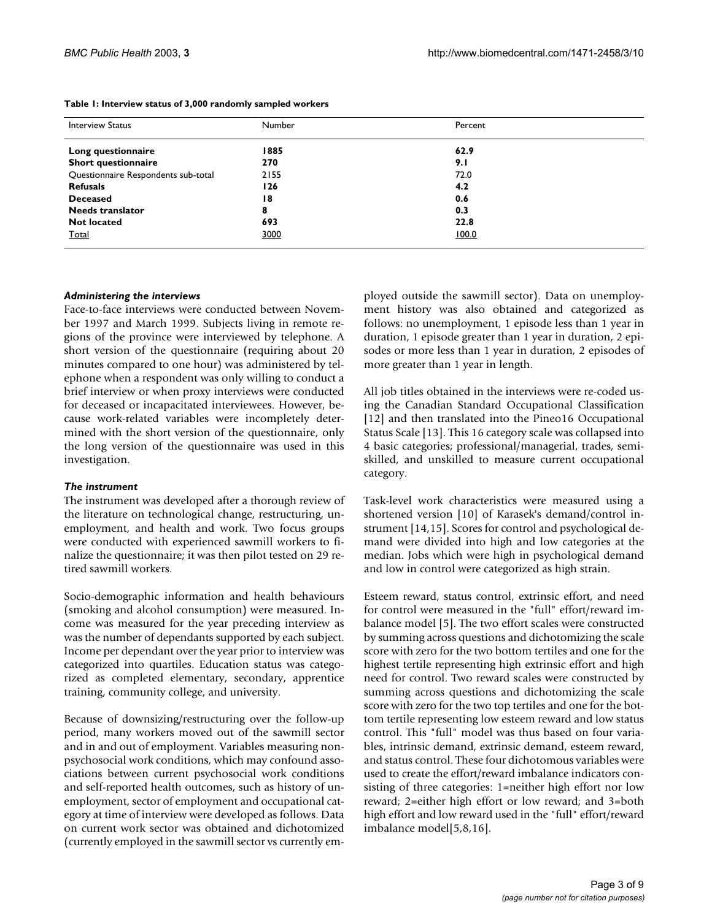**Table 1: Interview status of 3,000 randomly sampled workers**

| Interview Status | Number | Percent |
| --- | --- | --- |
| **Long questionnaire** | **1885** | **62.9** |
| **Short questionnaire** | **270** | **9.1** |
| Questionnaire Respondents sub-total | 2155 | 72.0 |
| **Refusals** | **126** | **4.2** |
| **Deceased** | **18** | **0.6** |
| **Needs translator** | **8** | **0.3** |
| **Not located** | **693** | **22.8** |
| Total | 3000 | 100.0 |

### *Administering the interviews*

Face-to-face interviews were conducted between November 1997 and March 1999. Subjects living in remote regions of the province were interviewed by telephone. A short version of the questionnaire (requiring about 20 minutes compared to one hour) was administered by telephone when a respondent was only willing to conduct a brief interview or when proxy interviews were conducted for deceased or incapacitated interviewees. However, because work-related variables were incompletely determined with the short version of the questionnaire, only the long version of the questionnaire was used in this investigation.

### *The instrument*

The instrument was developed after a thorough review of the literature on technological change, restructuring, unemployment, and health and work. Two focus groups were conducted with experienced sawmill workers to finalize the questionnaire; it was then pilot tested on 29 retired sawmill workers.

Socio-demographic information and health behaviours (smoking and alcohol consumption) were measured. Income was measured for the year preceding interview as was the number of dependants supported by each subject. Income per dependant over the year prior to interview was categorized into quartiles. Education status was categorized as completed elementary, secondary, apprentice training, community college, and university.

Because of downsizing/restructuring over the follow-up period, many workers moved out of the sawmill sector and in and out of employment. Variables measuring non-psychosocial work conditions, which may confound associations between current psychosocial work conditions and self-reported health outcomes, such as history of unemployment, sector of employment and occupational category at time of interview were developed as follows. Data on current work sector was obtained and dichotomized (currently employed in the sawmill sector vs currently employed outside the sawmill sector). Data on unemployment history was also obtained and categorized as follows: no unemployment, 1 episode less than 1 year in duration, 1 episode greater than 1 year in duration, 2 episodes or more less than 1 year in duration, 2 episodes of more greater than 1 year in length.

All job titles obtained in the interviews were re-coded using the Canadian Standard Occupational Classification [12] and then translated into the Pineo16 Occupational Status Scale [13]. This 16 category scale was collapsed into 4 basic categories; professional/managerial, trades, semi-skilled, and unskilled to measure current occupational category.

Task-level work characteristics were measured using a shortened version [10] of Karasek's demand/control instrument [14,15]. Scores for control and psychological demand were divided into high and low categories at the median. Jobs which were high in psychological demand and low in control were categorized as high strain.

Esteem reward, status control, extrinsic effort, and need for control were measured in the "full" effort/reward imbalance model [5]. The two effort scales were constructed by summing across questions and dichotomizing the scale score with zero for the two bottom tertiles and one for the highest tertile representing high extrinsic effort and high need for control. Two reward scales were constructed by summing across questions and dichotomizing the scale score with zero for the two top tertiles and one for the bottom tertile representing low esteem reward and low status control. This "full" model was thus based on four variables, intrinsic demand, extrinsic demand, esteem reward, and status control. These four dichotomous variables were used to create the effort/reward imbalance indicators consisting of three categories: 1=neither high effort nor low reward; 2=either high effort or low reward; and 3=both high effort and low reward used in the "full" effort/reward imbalance model[5,8,16].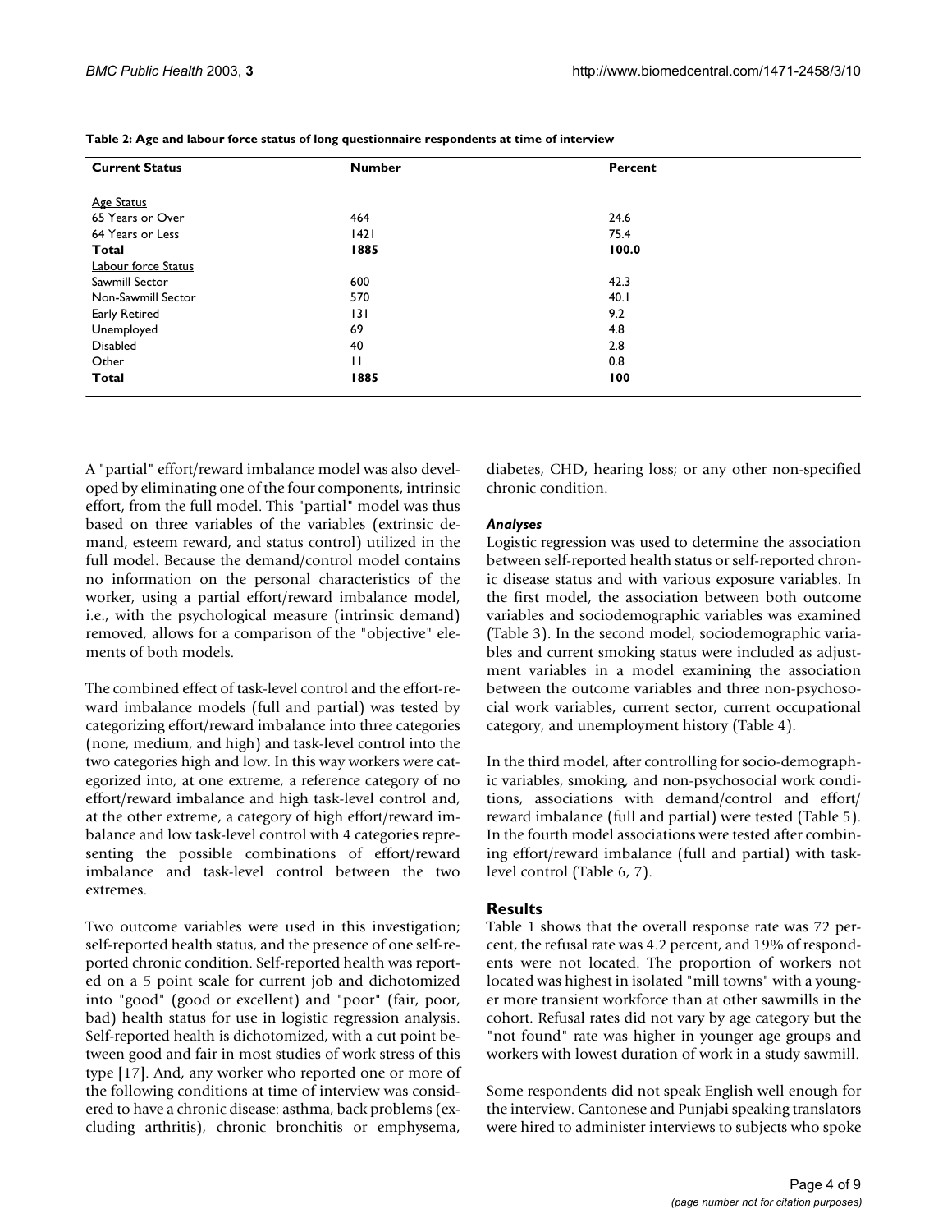**Table 2: Age and labour force status of long questionnaire respondents at time of interview**

| Current Status | Number | Percent |
| --- | --- | --- |
| Age Status | | |
| 65 Years or Over | 464 | 24.6 |
| 64 Years or Less | 1421 | 75.4 |
| **Total** | **1885** | **100.0** |
| Labour force Status | | |
| Sawmill Sector | 600 | 42.3 |
| Non-Sawmill Sector | 570 | 40.1 |
| Early Retired | 131 | 9.2 |
| Unemployed | 69 | 4.8 |
| Disabled | 40 | 2.8 |
| Other | 11 | 0.8 |
| **Total** | **1885** | **100** |

A "partial" effort/reward imbalance model was also developed by eliminating one of the four components, intrinsic effort, from the full model. This "partial" model was thus based on three variables of the variables (extrinsic demand, esteem reward, and status control) utilized in the full model. Because the demand/control model contains no information on the personal characteristics of the worker, using a partial effort/reward imbalance model, i.e., with the psychological measure (intrinsic demand) removed, allows for a comparison of the "objective" elements of both models.

The combined effect of task-level control and the effort-reward imbalance models (full and partial) was tested by categorizing effort/reward imbalance into three categories (none, medium, and high) and task-level control into the two categories high and low. In this way workers were categorized into, at one extreme, a reference category of no effort/reward imbalance and high task-level control and, at the other extreme, a category of high effort/reward imbalance and low task-level control with 4 categories representing the possible combinations of effort/reward imbalance and task-level control between the two extremes.

Two outcome variables were used in this investigation; self-reported health status, and the presence of one self-reported chronic condition. Self-reported health was reported on a 5 point scale for current job and dichotomized into "good" (good or excellent) and "poor" (fair, poor, bad) health status for use in logistic regression analysis. Self-reported health is dichotomized, with a cut point between good and fair in most studies of work stress of this type [17]. And, any worker who reported one or more of the following conditions at time of interview was considered to have a chronic disease: asthma, back problems (excluding arthritis), chronic bronchitis or emphysema, diabetes, CHD, hearing loss; or any other non-specified chronic condition.

### *Analyses*

Logistic regression was used to determine the association between self-reported health status or self-reported chronic disease status and with various exposure variables. In the first model, the association between both outcome variables and sociodemographic variables was examined (Table 3). In the second model, sociodemographic variables and current smoking status were included as adjustment variables in a model examining the association between the outcome variables and three non-psychosocial work variables, current sector, current occupational category, and unemployment history (Table 4).

In the third model, after controlling for socio-demographic variables, smoking, and non-psychosocial work conditions, associations with demand/control and effort/reward imbalance (full and partial) were tested (Table 5). In the fourth model associations were tested after combining effort/reward imbalance (full and partial) with task-level control (Table 6, 7).

## Results

Table 1 shows that the overall response rate was 72 percent, the refusal rate was 4.2 percent, and 19% of respondents were not located. The proportion of workers not located was highest in isolated "mill towns" with a younger more transient workforce than at other sawmills in the cohort. Refusal rates did not vary by age category but the "not found" rate was higher in younger age groups and workers with lowest duration of work in a study sawmill.

Some respondents did not speak English well enough for the interview. Cantonese and Punjabi speaking translators were hired to administer interviews to subjects who spoke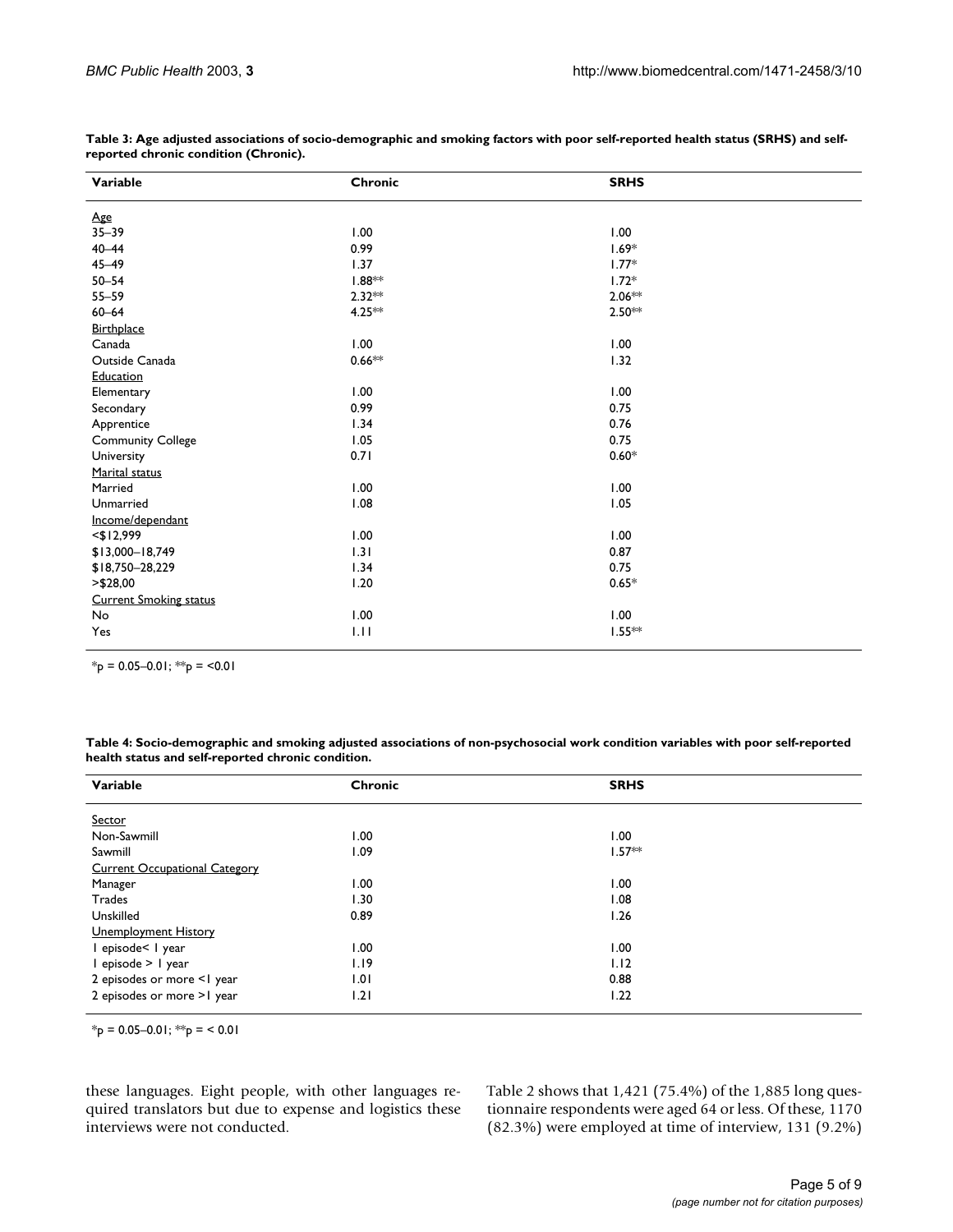**Table 3: Age adjusted associations of socio-demographic and smoking factors with poor self-reported health status (SRHS) and self-reported chronic condition (Chronic).**

| Variable | Chronic | SRHS |
| --- | --- | --- |
| Age | | |
| 35–39 | 1.00 | 1.00 |
| 40–44 | 0.99 | 1.69* |
| 45–49 | 1.37 | 1.77* |
| 50–54 | 1.88** | 1.72* |
| 55–59 | 2.32** | 2.06** |
| 60–64 | 4.25** | 2.50** |
| Birthplace | | |
| Canada | 1.00 | 1.00 |
| Outside Canada | 0.66** | 1.32 |
| Education | | |
| Elementary | 1.00 | 1.00 |
| Secondary | 0.99 | 0.75 |
| Apprentice | 1.34 | 0.76 |
| Community College | 1.05 | 0.75 |
| University | 0.71 | 0.60* |
| Marital status | | |
| Married | 1.00 | 1.00 |
| Unmarried | 1.08 | 1.05 |
| Income/dependant | | |
| <$12,999 | 1.00 | 1.00 |
| $13,000–18,749 | 1.31 | 0.87 |
| $18,750–28,229 | 1.34 | 0.75 |
| >$28,00 | 1.20 | 0.65* |
| Current Smoking status | | |
| No | 1.00 | 1.00 |
| Yes | 1.11 | 1.55** |

*p = 0.05–0.01; **p = <0.01

**Table 4: Socio-demographic and smoking adjusted associations of non-psychosocial work condition variables with poor self-reported health status and self-reported chronic condition.**

| Variable | Chronic | SRHS |
| --- | --- | --- |
| Sector | | |
| Non-Sawmill | 1.00 | 1.00 |
| Sawmill | 1.09 | 1.57** |
| Current Occupational Category | | |
| Manager | 1.00 | 1.00 |
| Trades | 1.30 | 1.08 |
| Unskilled | 0.89 | 1.26 |
| Unemployment History | | |
| 1 episode< 1 year | 1.00 | 1.00 |
| 1 episode > 1 year | 1.19 | 1.12 |
| 2 episodes or more <1 year | 1.01 | 0.88 |
| 2 episodes or more >1 year | 1.21 | 1.22 |

*p = 0.05–0.01; **p = < 0.01

these languages. Eight people, with other languages required translators but due to expense and logistics these interviews were not conducted.

Table 2 shows that 1,421 (75.4%) of the 1,885 long questionnaire respondents were aged 64 or less. Of these, 1170 (82.3%) were employed at time of interview, 131 (9.2%)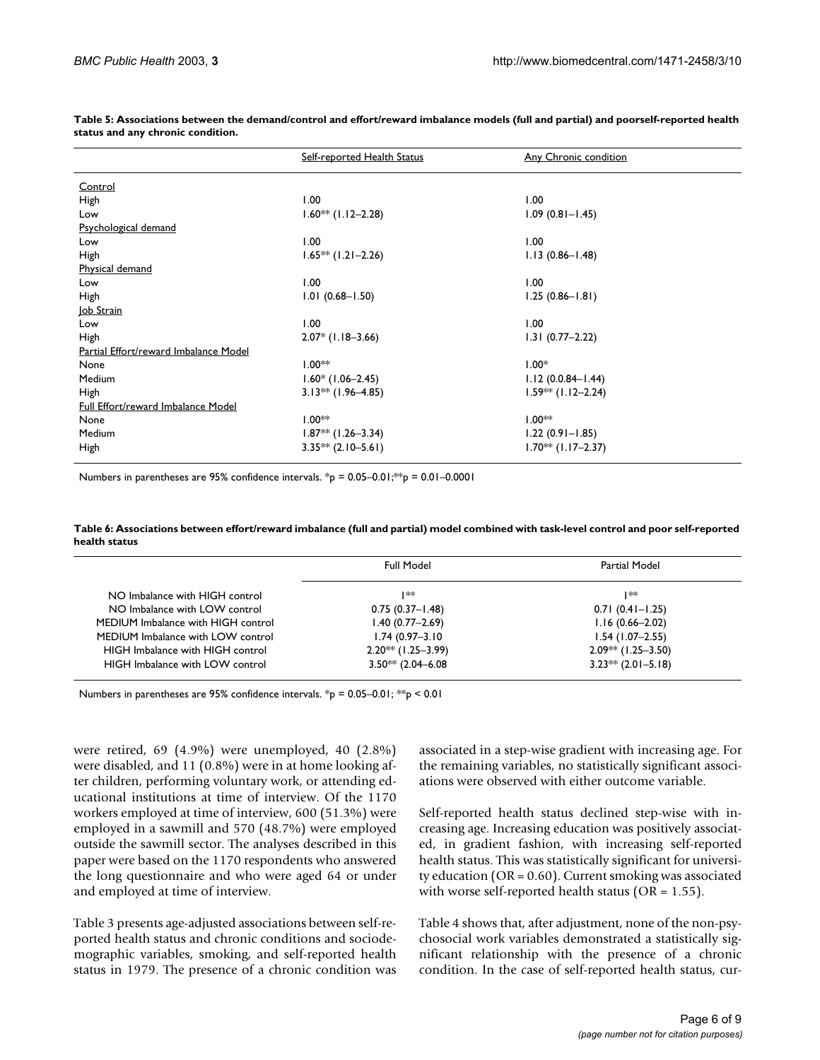**Table 5: Associations between the demand/control and effort/reward imbalance models (full and partial) and poorself-reported health status and any chronic condition.**

| | Self-reported Health Status | Any Chronic condition |
|---|---|---|
| Control | | |
| High | 1.00 | 1.00 |
| Low | 1.60** (1.12–2.28) | 1.09 (0.81–1.45) |
| Psychological demand | | |
| Low | 1.00 | 1.00 |
| High | 1.65** (1.21–2.26) | 1.13 (0.86–1.48) |
| Physical demand | | |
| Low | 1.00 | 1.00 |
| High | 1.01 (0.68–1.50) | 1.25 (0.86–1.81) |
| Job Strain | | |
| Low | 1.00 | 1.00 |
| High | 2.07* (1.18–3.66) | 1.31 (0.77–2.22) |
| Partial Effort/reward Imbalance Model | | |
| None | 1.00** | 1.00* |
| Medium | 1.60* (1.06–2.45) | 1.12 (0.0.84–1.44) |
| High | 3.13** (1.96–4.85) | 1.59** (1.12–2.24) |
| Full Effort/reward Imbalance Model | | |
| None | 1.00** | 1.00** |
| Medium | 1.87** (1.26–3.34) | 1.22 (0.91–1.85) |
| High | 3.35** (2.10–5.61) | 1.70** (1.17–2.37) |

Numbers in parentheses are 95% confidence intervals. *p = 0.05–0.01;**p = 0.01–0.0001

**Table 6: Associations between effort/reward imbalance (full and partial) model combined with task-level control and poor self-reported health status**

| | Full Model | Partial Model |
|---|---|---|
| NO Imbalance with HIGH control | 1** | 1** |
| NO Imbalance with LOW control | 0.75 (0.37–1.48) | 0.71 (0.41–1.25) |
| MEDIUM Imbalance with HIGH control | 1.40 (0.77–2.69) | 1.16 (0.66–2.02) |
| MEDIUM Imbalance with LOW control | 1.74 (0.97–3.10 | 1.54 (1.07–2.55) |
| HIGH Imbalance with HIGH control | 2.20** (1.25–3.99) | 2.09** (1.25–3.50) |
| HIGH Imbalance with LOW control | 3.50** (2.04–6.08 | 3.23** (2.01–5.18) |

Numbers in parentheses are 95% confidence intervals. *p = 0.05–0.01; **p < 0.01

were retired, 69 (4.9%) were unemployed, 40 (2.8%) were disabled, and 11 (0.8%) were in at home looking after children, performing voluntary work, or attending educational institutions at time of interview. Of the 1170 workers employed at time of interview, 600 (51.3%) were employed in a sawmill and 570 (48.7%) were employed outside the sawmill sector. The analyses described in this paper were based on the 1170 respondents who answered the long questionnaire and who were aged 64 or under and employed at time of interview.

Table 3 presents age-adjusted associations between self-reported health status and chronic conditions and sociodemographic variables, smoking, and self-reported health status in 1979. The presence of a chronic condition was associated in a step-wise gradient with increasing age. For the remaining variables, no statistically significant associations were observed with either outcome variable.

Self-reported health status declined step-wise with increasing age. Increasing education was positively associated, in gradient fashion, with increasing self-reported health status. This was statistically significant for university education (OR = 0.60). Current smoking was associated with worse self-reported health status (OR = 1.55).

Table 4 shows that, after adjustment, none of the non-psychosocial work variables demonstrated a statistically significant relationship with the presence of a chronic condition. In the case of self-reported health status, cur-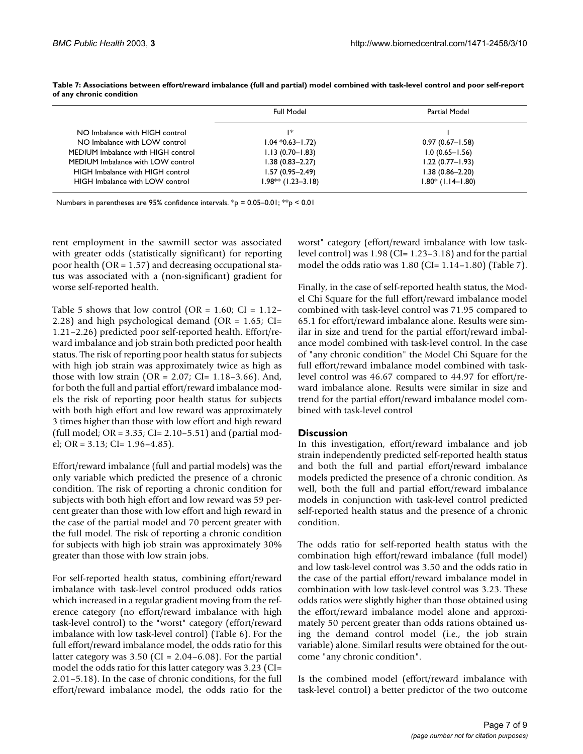**Table 7: Associations between effort/reward imbalance (full and partial) model combined with task-level control and poor self-report of any chronic condition**

| | Full Model | Partial Model |
|---|---|---|
| NO Imbalance with HIGH control | 1* | 1 |
| NO Imbalance with LOW control | 1.04 *0.63–1.72) | 0.97 (0.67–1.58) |
| MEDIUM Imbalance with HIGH control | 1.13 (0.70–1.83) | 1.0 (0.65–1.56) |
| MEDIUM Imbalance with LOW control | 1.38 (0.83–2.27) | 1.22 (0.77–1.93) |
| HIGH Imbalance with HIGH control | 1.57 (0.95–2.49) | 1.38 (0.86–2.20) |
| HIGH Imbalance with LOW control | 1.98** (1.23–3.18) | 1.80* (1.14–1.80) |

Numbers in parentheses are 95% confidence intervals. *p = 0.05–0.01; **p < 0.01

rent employment in the sawmill sector was associated with greater odds (statistically significant) for reporting poor health (OR = 1.57) and decreasing occupational status was associated with a (non-significant) gradient for worse self-reported health.

Table 5 shows that low control (OR = 1.60; CI = 1.12–2.28) and high psychological demand (OR = 1.65; CI= 1.21–2.26) predicted poor self-reported health. Effort/reward imbalance and job strain both predicted poor health status. The risk of reporting poor health status for subjects with high job strain was approximately twice as high as those with low strain (OR = 2.07; CI= 1.18–3.66). And, for both the full and partial effort/reward imbalance models the risk of reporting poor health status for subjects with both high effort and low reward was approximately 3 times higher than those with low effort and high reward (full model; OR = 3.35; CI= 2.10–5.51) and (partial model; OR = 3.13; CI= 1.96–4.85).

Effort/reward imbalance (full and partial models) was the only variable which predicted the presence of a chronic condition. The risk of reporting a chronic condition for subjects with both high effort and low reward was 59 percent greater than those with low effort and high reward in the case of the partial model and 70 percent greater with the full model. The risk of reporting a chronic condition for subjects with high job strain was approximately 30% greater than those with low strain jobs.

For self-reported health status, combining effort/reward imbalance with task-level control produced odds ratios which increased in a regular gradient moving from the reference category (no effort/reward imbalance with high task-level control) to the "worst" category (effort/reward imbalance with low task-level control) (Table 6). For the full effort/reward imbalance model, the odds ratio for this latter category was 3.50 (CI = 2.04–6.08). For the partial model the odds ratio for this latter category was 3.23 (CI= 2.01–5.18). In the case of chronic conditions, for the full effort/reward imbalance model, the odds ratio for the "worst" category (effort/reward imbalance with low task-level control) was 1.98 (CI= 1.23–3.18) and for the partial model the odds ratio was 1.80 (CI= 1.14–1.80) (Table 7).

Finally, in the case of self-reported health status, the Model Chi Square for the full effort/reward imbalance model combined with task-level control was 71.95 compared to 65.1 for effort/reward imbalance alone. Results were similar in size and trend for the partial effort/reward imbalance model combined with task-level control. In the case of "any chronic condition" the Model Chi Square for the full effort/reward imbalance model combined with task-level control was 46.67 compared to 44.97 for effort/reward imbalance alone. Results were similar in size and trend for the partial effort/reward imbalance model combined with task-level control

## Discussion

In this investigation, effort/reward imbalance and job strain independently predicted self-reported health status and both the full and partial effort/reward imbalance models predicted the presence of a chronic condition. As well, both the full and partial effort/reward imbalance models in conjunction with task-level control predicted self-reported health status and the presence of a chronic condition.

The odds ratio for self-reported health status with the combination high effort/reward imbalance (full model) and low task-level control was 3.50 and the odds ratio in the case of the partial effort/reward imbalance model in combination with low task-level control was 3.23. These odds ratios were slightly higher than those obtained using the effort/reward imbalance model alone and approximately 50 percent greater than odds rations obtained using the demand control model (i.e., the job strain variable) alone. Similarl results were obtained for the outcome "any chronic condition".

Is the combined model (effort/reward imbalance with task-level control) a better predictor of the two outcome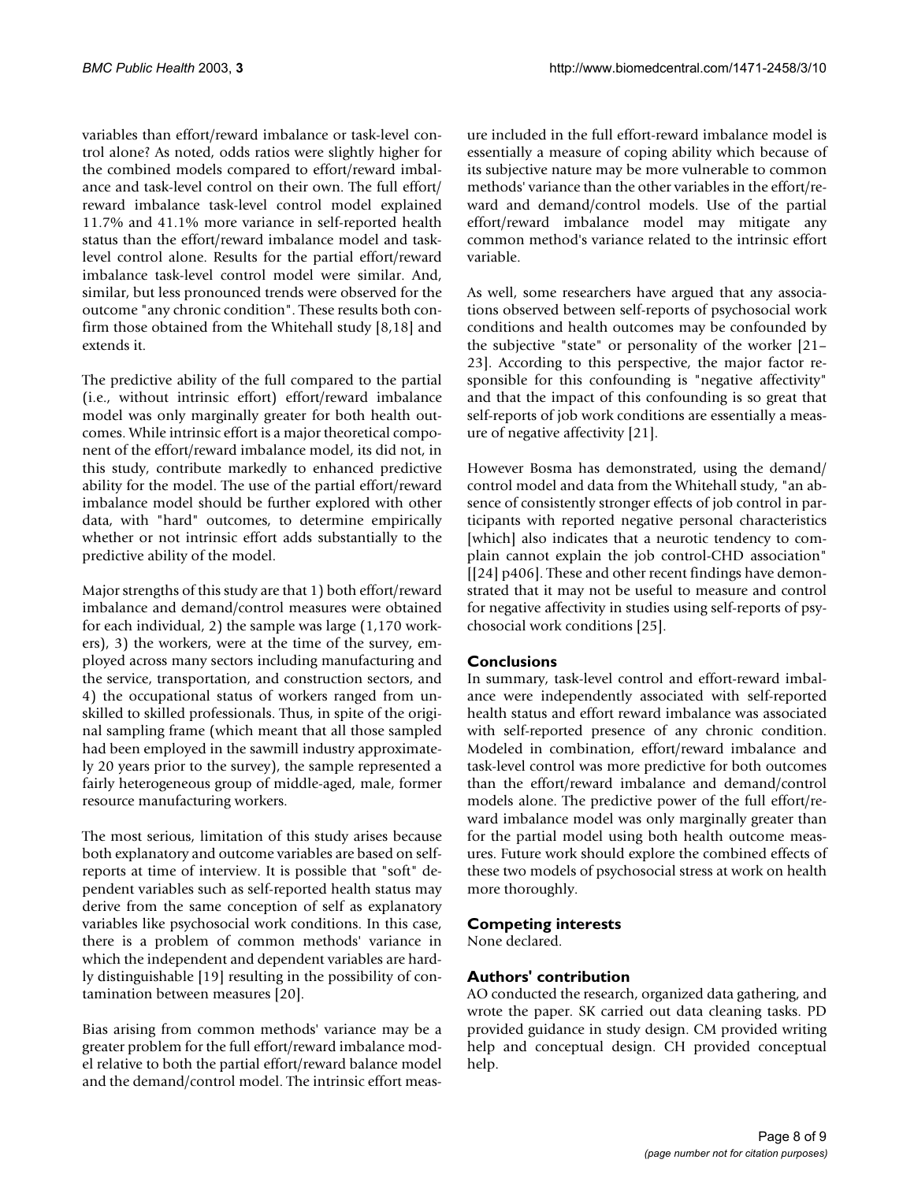variables than effort/reward imbalance or task-level control alone? As noted, odds ratios were slightly higher for the combined models compared to effort/reward imbalance and task-level control on their own. The full effort/reward imbalance task-level control model explained 11.7% and 41.1% more variance in self-reported health status than the effort/reward imbalance model and task-level control alone. Results for the partial effort/reward imbalance task-level control model were similar. And, similar, but less pronounced trends were observed for the outcome "any chronic condition". These results both confirm those obtained from the Whitehall study [8,18] and extends it.

The predictive ability of the full compared to the partial (i.e., without intrinsic effort) effort/reward imbalance model was only marginally greater for both health outcomes. While intrinsic effort is a major theoretical component of the effort/reward imbalance model, its did not, in this study, contribute markedly to enhanced predictive ability for the model. The use of the partial effort/reward imbalance model should be further explored with other data, with "hard" outcomes, to determine empirically whether or not intrinsic effort adds substantially to the predictive ability of the model.

Major strengths of this study are that 1) both effort/reward imbalance and demand/control measures were obtained for each individual, 2) the sample was large (1,170 workers), 3) the workers, were at the time of the survey, employed across many sectors including manufacturing and the service, transportation, and construction sectors, and 4) the occupational status of workers ranged from unskilled to skilled professionals. Thus, in spite of the original sampling frame (which meant that all those sampled had been employed in the sawmill industry approximately 20 years prior to the survey), the sample represented a fairly heterogeneous group of middle-aged, male, former resource manufacturing workers.

The most serious, limitation of this study arises because both explanatory and outcome variables are based on self-reports at time of interview. It is possible that "soft" dependent variables such as self-reported health status may derive from the same conception of self as explanatory variables like psychosocial work conditions. In this case, there is a problem of common methods' variance in which the independent and dependent variables are hardly distinguishable [19] resulting in the possibility of contamination between measures [20].

Bias arising from common methods' variance may be a greater problem for the full effort/reward imbalance model relative to both the partial effort/reward balance model and the demand/control model. The intrinsic effort measure included in the full effort-reward imbalance model is essentially a measure of coping ability which because of its subjective nature may be more vulnerable to common methods' variance than the other variables in the effort/reward and demand/control models. Use of the partial effort/reward imbalance model may mitigate any common method's variance related to the intrinsic effort variable.

As well, some researchers have argued that any associations observed between self-reports of psychosocial work conditions and health outcomes may be confounded by the subjective "state" or personality of the worker [21–23]. According to this perspective, the major factor responsible for this confounding is "negative affectivity" and that the impact of this confounding is so great that self-reports of job work conditions are essentially a measure of negative affectivity [21].

However Bosma has demonstrated, using the demand/control model and data from the Whitehall study, "an absence of consistently stronger effects of job control in participants with reported negative personal characteristics [which] also indicates that a neurotic tendency to complain cannot explain the job control-CHD association" [[24] p406]. These and other recent findings have demonstrated that it may not be useful to measure and control for negative affectivity in studies using self-reports of psychosocial work conditions [25].

## Conclusions

In summary, task-level control and effort-reward imbalance were independently associated with self-reported health status and effort reward imbalance was associated with self-reported presence of any chronic condition. Modeled in combination, effort/reward imbalance and task-level control was more predictive for both outcomes than the effort/reward imbalance and demand/control models alone. The predictive power of the full effort/reward imbalance model was only marginally greater than for the partial model using both health outcome measures. Future work should explore the combined effects of these two models of psychosocial stress at work on health more thoroughly.

## Competing interests

None declared.

## Authors' contribution

AO conducted the research, organized data gathering, and wrote the paper. SK carried out data cleaning tasks. PD provided guidance in study design. CM provided writing help and conceptual design. CH provided conceptual help.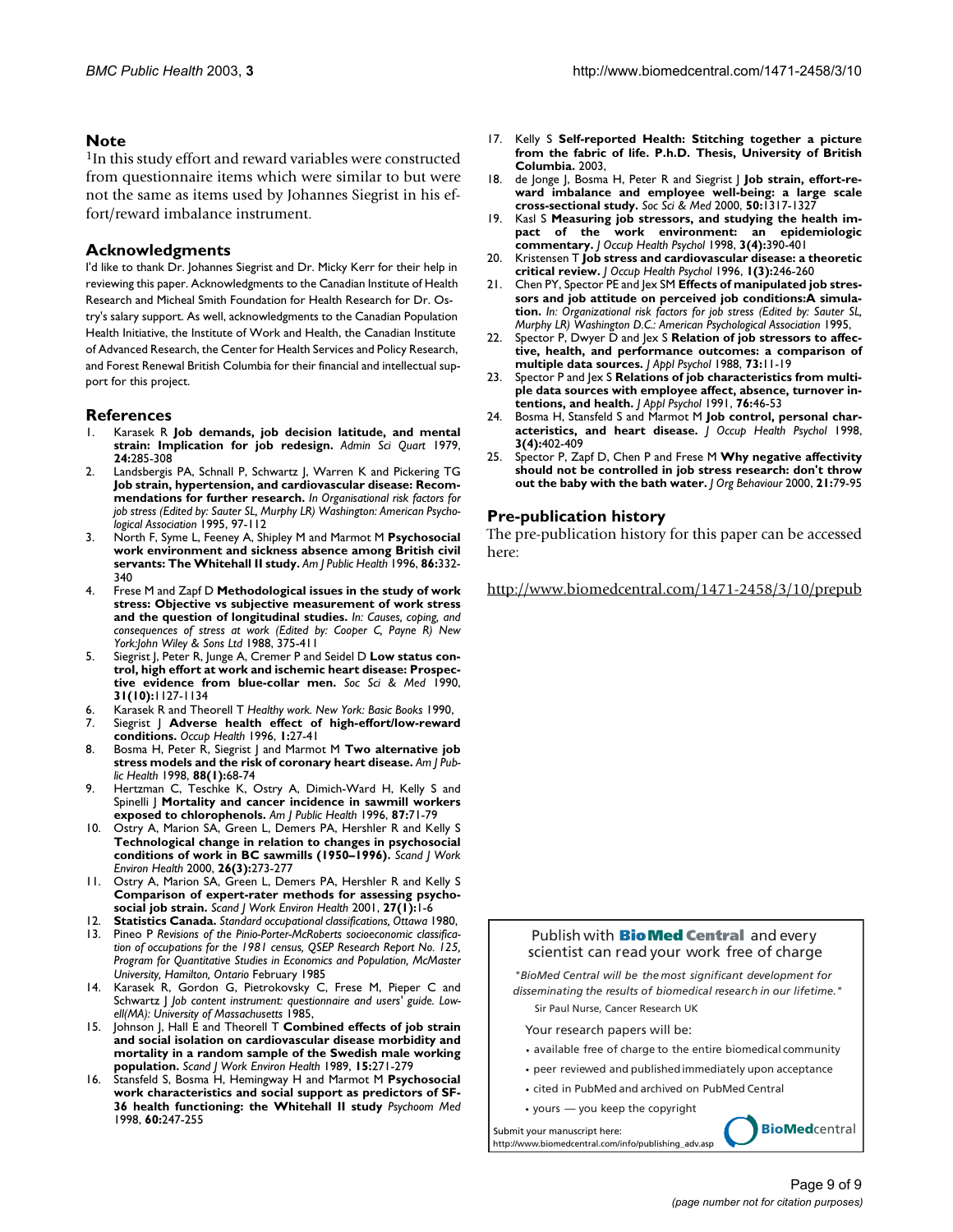## Note

[1]In this study effort and reward variables were constructed from questionnaire items which were similar to but were not the same as items used by Johannes Siegrist in his effort/reward imbalance instrument.

## Acknowledgments

I'd like to thank Dr. Johannes Siegrist and Dr. Micky Kerr for their help in reviewing this paper. Acknowledgments to the Canadian Institute of Health Research and Micheal Smith Foundation for Health Research for Dr. Ostry's salary support. As well, acknowledgments to the Canadian Population Health Initiative, the Institute of Work and Health, the Canadian Institute of Advanced Research, the Center for Health Services and Policy Research, and Forest Renewal British Columbia for their financial and intellectual support for this project.

## References

1. Karasek R **Job demands, job decision latitude, and mental strain: Implication for job redesign.** *Admin Sci Quart* 1979, **24:**285-308
2. Landsbergis PA, Schnall P, Schwartz J, Warren K and Pickering TG **Job strain, hypertension, and cardiovascular disease: Recommendations for further research.** *In Organisational risk factors for job stress (Edited by: Sauter SL, Murphy LR) Washington: American Psychological Association* 1995, 97-112
3. North F, Syme L, Feeney A, Shipley M and Marmot M **Psychosocial work environment and sickness absence among British civil servants: The Whitehall II study.** *Am J Public Health* 1996, **86:**332-340
4. Frese M and Zapf D **Methodological issues in the study of work stress: Objective vs subjective measurement of work stress and the question of longitudinal studies.** *In: Causes, coping, and consequences of stress at work (Edited by: Cooper C, Payne R) New York:John Wiley & Sons Ltd* 1988, 375-411
5. Siegrist J, Peter R, Junge A, Cremer P and Seidel D **Low status control, high effort at work and ischemic heart disease: Prospective evidence from blue-collar men.** *Soc Sci & Med* 1990, **31(10):**1127-1134
6. Karasek R and Theorell T *Healthy work. New York: Basic Books* 1990,
7. Siegrist J **Adverse health effect of high-effort/low-reward conditions.** *Occup Health* 1996, **1:**27-41
8. Bosma H, Peter R, Siegrist J and Marmot M **Two alternative job stress models and the risk of coronary heart disease.** *Am J Public Health* 1998, **88(1):**68-74
9. Hertzman C, Teschke K, Ostry A, Dimich-Ward H, Kelly S and Spinelli J **Mortality and cancer incidence in sawmill workers exposed to chlorophenols.** *Am J Public Health* 1996, **87:**71-79
10. Ostry A, Marion SA, Green L, Demers PA, Hershler R and Kelly S **Technological change in relation to changes in psychosocial conditions of work in BC sawmills (1950–1996).** *Scand J Work Environ Health* 2000, **26(3):**273-277
11. Ostry A, Marion SA, Green L, Demers PA, Hershler R and Kelly S **Comparison of expert-rater methods for assessing psychosocial job strain.** *Scand J Work Environ Health* 2001, **27(1):**1-6
12. **Statistics Canada.** *Standard occupational classifications, Ottawa* 1980,
13. Pineo P *Revisions of the Pinio-Porter-McRoberts socioeconomic classification of occupations for the 1981 census, QSEP Research Report No. 125, Program for Quantitative Studies in Economics and Population, McMaster University, Hamilton, Ontario* February 1985
14. Karasek R, Gordon G, Pietrokovsky C, Frese M, Pieper C and Schwartz J *Job content instrument: questionnaire and users' guide. Lowell(MA): University of Massachusetts* 1985,
15. Johnson J, Hall E and Theorell T **Combined effects of job strain and social isolation on cardiovascular disease morbidity and mortality in a random sample of the Swedish male working population.** *Scand J Work Environ Health* 1989, **15:**271-279
16. Stansfeld S, Bosma H, Hemingway H and Marmot M **Psychosocial work characteristics and social support as predictors of SF-36 health functioning: the Whitehall II study** *Psychoom Med* 1998, **60:**247-255
17. Kelly S **Self-reported Health: Stitching together a picture from the fabric of life. P.h.D. Thesis, University of British Columbia.** 2003,
18. de Jonge J, Bosma H, Peter R and Siegrist J **Job strain, effort-reward imbalance and employee well-being: a large scale cross-sectional study.** *Soc Sci & Med* 2000, **50:**1317-1327
19. Kasl S **Measuring job stressors, and studying the health impact of the work environment: an epidemiologic commentary.** *J Occup Health Psychol* 1998, **3(4):**390-401
20. Kristensen T **Job stress and cardiovascular disease: a theoretic critical review.** *J Occup Health Psychol* 1996, **1(3):**246-260
21. Chen PY, Spector PE and Jex SM **Effects of manipulated job stressors and job attitude on perceived job conditions:A simulation.** *In: Organizational risk factors for job stress (Edited by: Sauter SL, Murphy LR) Washington D.C.: American Psychological Association* 1995,
22. Spector P, Dwyer D and Jex S **Relation of job stressors to affective, health, and performance outcomes: a comparison of multiple data sources.** *J Appl Psychol* 1988, **73:**11-19
23. Spector P and Jex S **Relations of job characteristics from multiple data sources with employee affect, absence, turnover intentions, and health.** *J Appl Psychol* 1991, **76:**46-53
24. Bosma H, Stansfeld S and Marmot M **Job control, personal characteristics, and heart disease.** *J Occup Health Psychol* 1998, **3(4):**402-409
25. Spector P, Zapf D, Chen P and Frese M **Why negative affectivity should not be controlled in job stress research: don't throw out the baby with the bath water.** *J Org Behaviour* 2000, **21:**79-95

## Pre-publication history

The pre-publication history for this paper can be accessed here:

http://www.biomedcentral.com/1471-2458/3/10/prepub

Publish with **BioMed Central** and every scientist can read your work free of charge

*"BioMed Central will be the most significant development for disseminating the results of biomedical research in our lifetime."*
Sir Paul Nurse, Cancer Research UK

Your research papers will be:

- available free of charge to the entire biomedical community
- peer reviewed and published immediately upon acceptance
- cited in PubMed and archived on PubMed Central
- yours — you keep the copyright

Submit your manuscript here:
http://www.biomedcentral.com/info/publishing_adv.asp

BioMedcentral